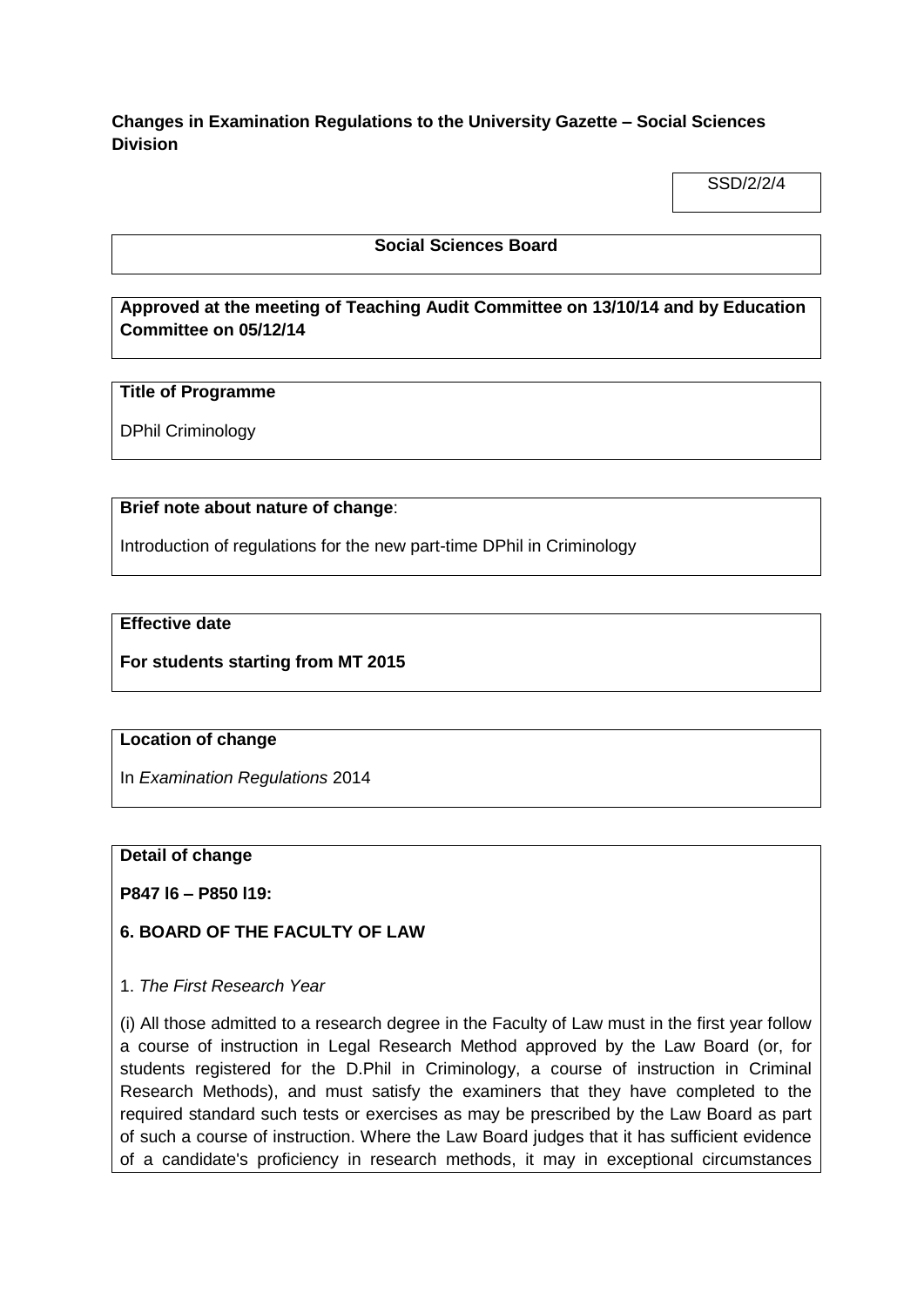**Changes in Examination Regulations to the University Gazette – Social Sciences Division**

SSD/2/2/4

**Social Sciences Board**

**Approved at the meeting of Teaching Audit Committee on 13/10/14 and by Education Committee on 05/12/14**

**Title of Programme**

DPhil Criminology

**Brief note about nature of change**:

Introduction of regulations for the new part-time DPhil in Criminology

**Effective date**

**For students starting from MT 2015**

**Location of change**

In *Examination Regulations* 2014

**Detail of change**

**P847 l6 – P850 l19:**

**6. BOARD OF THE FACULTY OF LAW**

1. *The First Research Year*

(i) All those admitted to a research degree in the Faculty of Law must in the first year follow a course of instruction in Legal Research Method approved by the Law Board (or, for students registered for the D.Phil in Criminology, a course of instruction in Criminal Research Methods), and must satisfy the examiners that they have completed to the required standard such tests or exercises as may be prescribed by the Law Board as part of such a course of instruction. Where the Law Board judges that it has sufficient evidence of a candidate's proficiency in research methods, it may in exceptional circumstances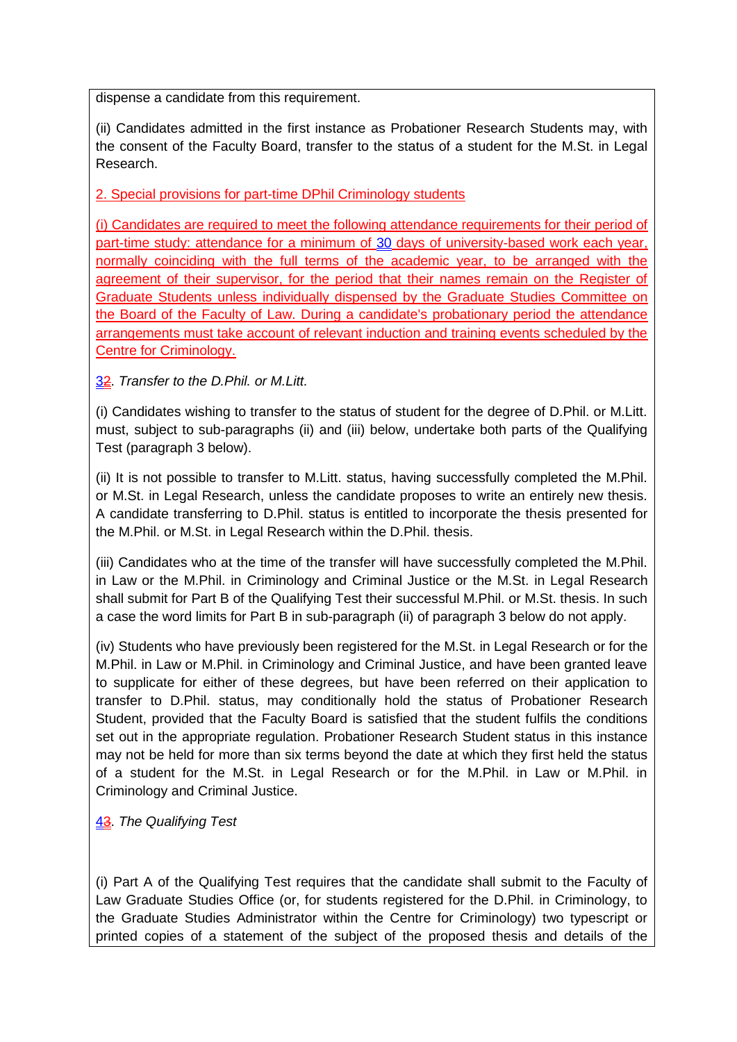dispense a candidate from this requirement.

(ii) Candidates admitted in the first instance as Probationer Research Students may, with the consent of the Faculty Board, transfer to the status of a student for the M.St. in Legal Research.

2. Special provisions for part-time DPhil Criminology students

(i) Candidates are required to meet the following attendance requirements for their period of part-time study: attendance for a minimum of 30 days of university-based work each year, normally coinciding with the full terms of the academic year, to be arranged with the agreement of their supervisor, for the period that their names remain on the Register of Graduate Students unless individually dispensed by the Graduate Studies Committee on the Board of the Faculty of Law. During a candidate's probationary period the attendance arrangements must take account of relevant induction and training events scheduled by the Centre for Criminology.

32. *Transfer to the D.Phil. or M.Litt.*

(i) Candidates wishing to transfer to the status of student for the degree of D.Phil. or M.Litt. must, subject to sub-paragraphs (ii) and (iii) below, undertake both parts of the Qualifying Test (paragraph 3 below).

(ii) It is not possible to transfer to M.Litt. status, having successfully completed the M.Phil. or M.St. in Legal Research, unless the candidate proposes to write an entirely new thesis. A candidate transferring to D.Phil. status is entitled to incorporate the thesis presented for the M.Phil. or M.St. in Legal Research within the D.Phil. thesis.

(iii) Candidates who at the time of the transfer will have successfully completed the M.Phil. in Law or the M.Phil. in Criminology and Criminal Justice or the M.St. in Legal Research shall submit for Part B of the Qualifying Test their successful M.Phil. or M.St. thesis. In such a case the word limits for Part B in sub-paragraph (ii) of paragraph 3 below do not apply.

(iv) Students who have previously been registered for the M.St. in Legal Research or for the M.Phil. in Law or M.Phil. in Criminology and Criminal Justice, and have been granted leave to supplicate for either of these degrees, but have been referred on their application to transfer to D.Phil. status, may conditionally hold the status of Probationer Research Student, provided that the Faculty Board is satisfied that the student fulfils the conditions set out in the appropriate regulation. Probationer Research Student status in this instance may not be held for more than six terms beyond the date at which they first held the status of a student for the M.St. in Legal Research or for the M.Phil. in Law or M.Phil. in Criminology and Criminal Justice.

43. *The Qualifying Test*

(i) Part A of the Qualifying Test requires that the candidate shall submit to the Faculty of Law Graduate Studies Office (or, for students registered for the D.Phil. in Criminology, to the Graduate Studies Administrator within the Centre for Criminology) two typescript or printed copies of a statement of the subject of the proposed thesis and details of the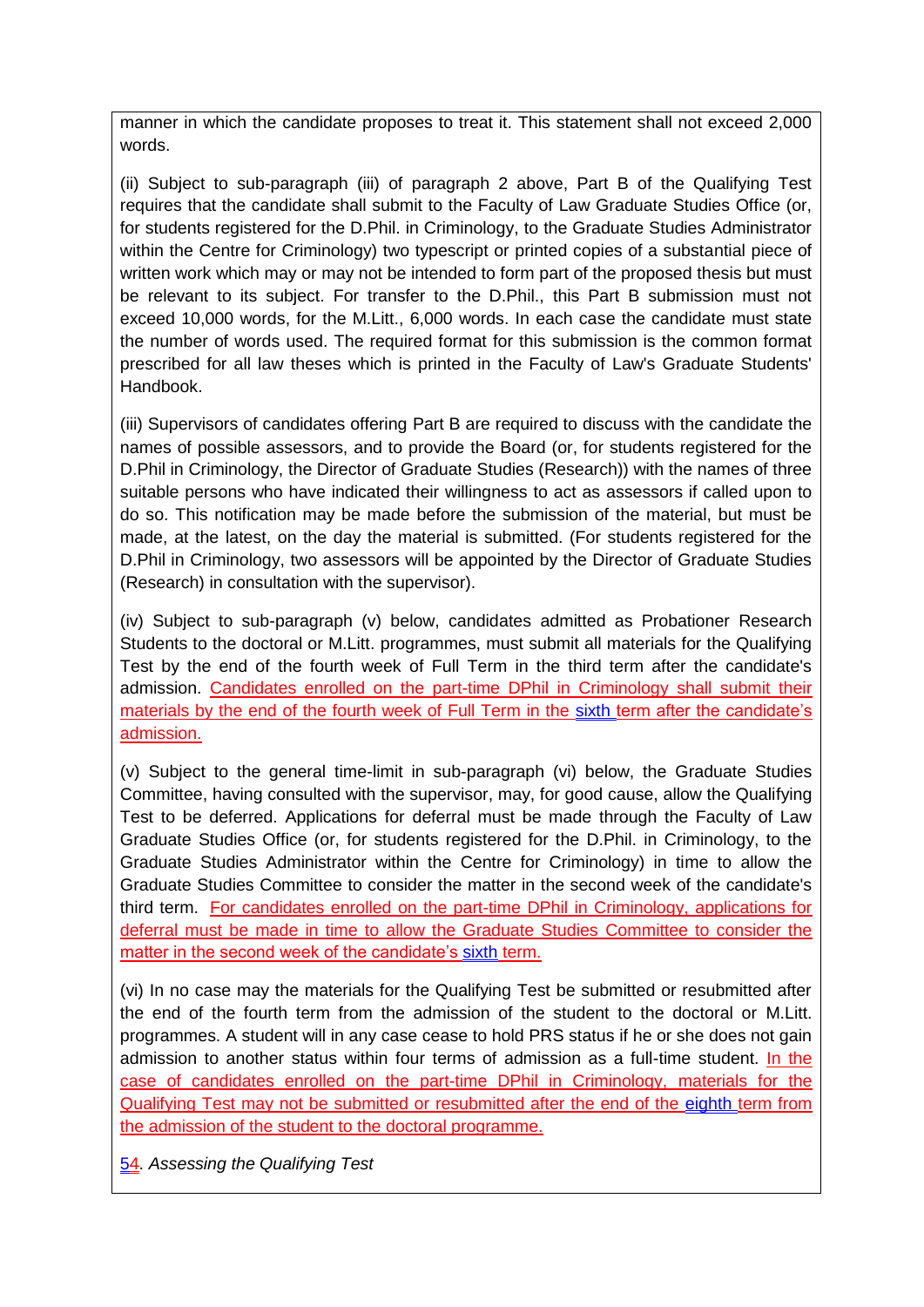manner in which the candidate proposes to treat it. This statement shall not exceed 2,000 words.

(ii) Subject to sub-paragraph (iii) of paragraph 2 above, Part B of the Qualifying Test requires that the candidate shall submit to the Faculty of Law Graduate Studies Office (or, for students registered for the D.Phil. in Criminology, to the Graduate Studies Administrator within the Centre for Criminology) two typescript or printed copies of a substantial piece of written work which may or may not be intended to form part of the proposed thesis but must be relevant to its subject. For transfer to the D.Phil., this Part B submission must not exceed 10,000 words, for the M.Litt., 6,000 words. In each case the candidate must state the number of words used. The required format for this submission is the common format prescribed for all law theses which is printed in the Faculty of Law's Graduate Students' Handbook.

(iii) Supervisors of candidates offering Part B are required to discuss with the candidate the names of possible assessors, and to provide the Board (or, for students registered for the D.Phil in Criminology, the Director of Graduate Studies (Research)) with the names of three suitable persons who have indicated their willingness to act as assessors if called upon to do so. This notification may be made before the submission of the material, but must be made, at the latest, on the day the material is submitted. (For students registered for the D.Phil in Criminology, two assessors will be appointed by the Director of Graduate Studies (Research) in consultation with the supervisor).

(iv) Subject to sub-paragraph (v) below, candidates admitted as Probationer Research Students to the doctoral or M.Litt. programmes, must submit all materials for the Qualifying Test by the end of the fourth week of Full Term in the third term after the candidate's admission. Candidates enrolled on the part-time DPhil in Criminology shall submit their materials by the end of the fourth week of Full Term in the sixth term after the candidate's admission.

(v) Subject to the general time-limit in sub-paragraph (vi) below, the Graduate Studies Committee, having consulted with the supervisor, may, for good cause, allow the Qualifying Test to be deferred. Applications for deferral must be made through the Faculty of Law Graduate Studies Office (or, for students registered for the D.Phil. in Criminology, to the Graduate Studies Administrator within the Centre for Criminology) in time to allow the Graduate Studies Committee to consider the matter in the second week of the candidate's third term. For candidates enrolled on the part-time DPhil in Criminology, applications for deferral must be made in time to allow the Graduate Studies Committee to consider the matter in the second week of the candidate's sixth term.

(vi) In no case may the materials for the Qualifying Test be submitted or resubmitted after the end of the fourth term from the admission of the student to the doctoral or M.Litt. programmes. A student will in any case cease to hold PRS status if he or she does not gain admission to another status within four terms of admission as a full-time student. In the case of candidates enrolled on the part-time DPhil in Criminology, materials for the Qualifying Test may not be submitted or resubmitted after the end of the eighth term from the admission of the student to the doctoral programme.

54. *Assessing the Qualifying Test*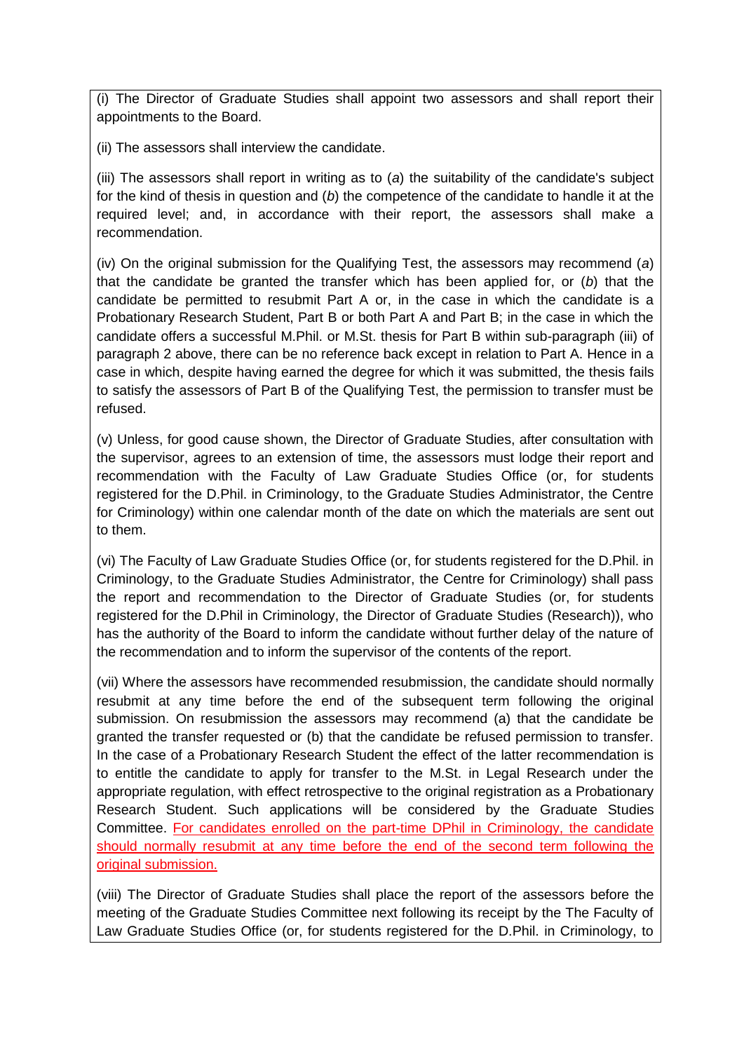(i) The Director of Graduate Studies shall appoint two assessors and shall report their appointments to the Board.

(ii) The assessors shall interview the candidate.

(iii) The assessors shall report in writing as to (*a*) the suitability of the candidate's subject for the kind of thesis in question and (*b*) the competence of the candidate to handle it at the required level; and, in accordance with their report, the assessors shall make a recommendation.

(iv) On the original submission for the Qualifying Test, the assessors may recommend (*a*) that the candidate be granted the transfer which has been applied for, or (*b*) that the candidate be permitted to resubmit Part A or, in the case in which the candidate is a Probationary Research Student, Part B or both Part A and Part B; in the case in which the candidate offers a successful M.Phil. or M.St. thesis for Part B within sub-paragraph (iii) of paragraph 2 above, there can be no reference back except in relation to Part A. Hence in a case in which, despite having earned the degree for which it was submitted, the thesis fails to satisfy the assessors of Part B of the Qualifying Test, the permission to transfer must be refused.

(v) Unless, for good cause shown, the Director of Graduate Studies, after consultation with the supervisor, agrees to an extension of time, the assessors must lodge their report and recommendation with the Faculty of Law Graduate Studies Office (or, for students registered for the D.Phil. in Criminology, to the Graduate Studies Administrator, the Centre for Criminology) within one calendar month of the date on which the materials are sent out to them.

(vi) The Faculty of Law Graduate Studies Office (or, for students registered for the D.Phil. in Criminology, to the Graduate Studies Administrator, the Centre for Criminology) shall pass the report and recommendation to the Director of Graduate Studies (or, for students registered for the D.Phil in Criminology, the Director of Graduate Studies (Research)), who has the authority of the Board to inform the candidate without further delay of the nature of the recommendation and to inform the supervisor of the contents of the report.

(vii) Where the assessors have recommended resubmission, the candidate should normally resubmit at any time before the end of the subsequent term following the original submission. On resubmission the assessors may recommend (a) that the candidate be granted the transfer requested or (b) that the candidate be refused permission to transfer. In the case of a Probationary Research Student the effect of the latter recommendation is to entitle the candidate to apply for transfer to the M.St. in Legal Research under the appropriate regulation, with effect retrospective to the original registration as a Probationary Research Student. Such applications will be considered by the Graduate Studies Committee. For candidates enrolled on the part-time DPhil in Criminology, the candidate should normally resubmit at any time before the end of the second term following the original submission.

(viii) The Director of Graduate Studies shall place the report of the assessors before the meeting of the Graduate Studies Committee next following its receipt by the The Faculty of Law Graduate Studies Office (or, for students registered for the D.Phil. in Criminology, to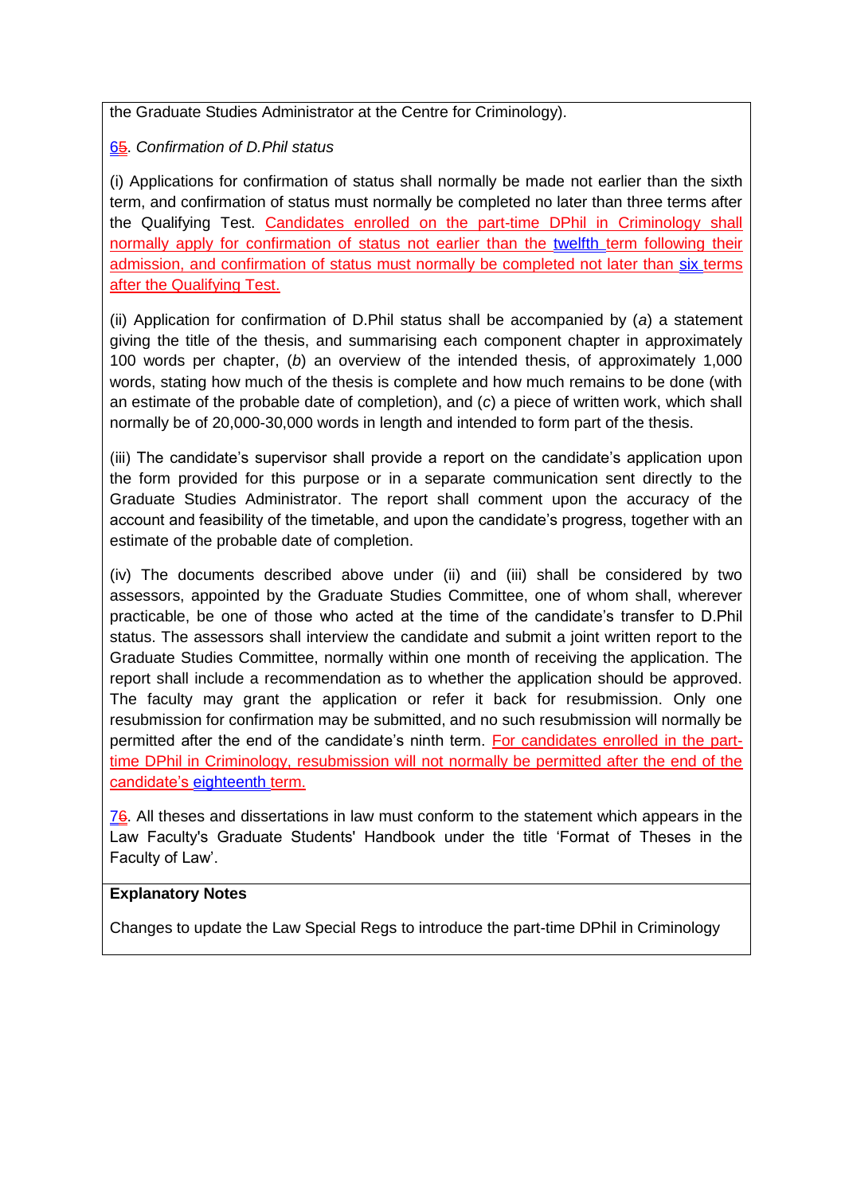the Graduate Studies Administrator at the Centre for Criminology).

65. *Confirmation of D.Phil status*

(i) Applications for confirmation of status shall normally be made not earlier than the sixth term, and confirmation of status must normally be completed no later than three terms after the Qualifying Test. Candidates enrolled on the part-time DPhil in Criminology shall normally apply for confirmation of status not earlier than the twelfth term following their admission, and confirmation of status must normally be completed not later than six terms after the Qualifying Test.

(ii) Application for confirmation of D.Phil status shall be accompanied by (*a*) a statement giving the title of the thesis, and summarising each component chapter in approximately 100 words per chapter, (*b*) an overview of the intended thesis, of approximately 1,000 words, stating how much of the thesis is complete and how much remains to be done (with an estimate of the probable date of completion), and (*c*) a piece of written work, which shall normally be of 20,000-30,000 words in length and intended to form part of the thesis.

(iii) The candidate's supervisor shall provide a report on the candidate's application upon the form provided for this purpose or in a separate communication sent directly to the Graduate Studies Administrator. The report shall comment upon the accuracy of the account and feasibility of the timetable, and upon the candidate's progress, together with an estimate of the probable date of completion.

(iv) The documents described above under (ii) and (iii) shall be considered by two assessors, appointed by the Graduate Studies Committee, one of whom shall, wherever practicable, be one of those who acted at the time of the candidate's transfer to D.Phil status. The assessors shall interview the candidate and submit a joint written report to the Graduate Studies Committee, normally within one month of receiving the application. The report shall include a recommendation as to whether the application should be approved. The faculty may grant the application or refer it back for resubmission. Only one resubmission for confirmation may be submitted, and no such resubmission will normally be permitted after the end of the candidate's ninth term. For candidates enrolled in the part-time DPhil in Criminology, resubmission will not normally be permitted after the end of the candidate's eighteenth term.

76. All theses and dissertations in law must conform to the statement which appears in the Law Faculty's Graduate Students' Handbook under the title 'Format of Theses in the Faculty of Law'.

**Explanatory Notes**

Changes to update the Law Special Regs to introduce the part-time DPhil in Criminology